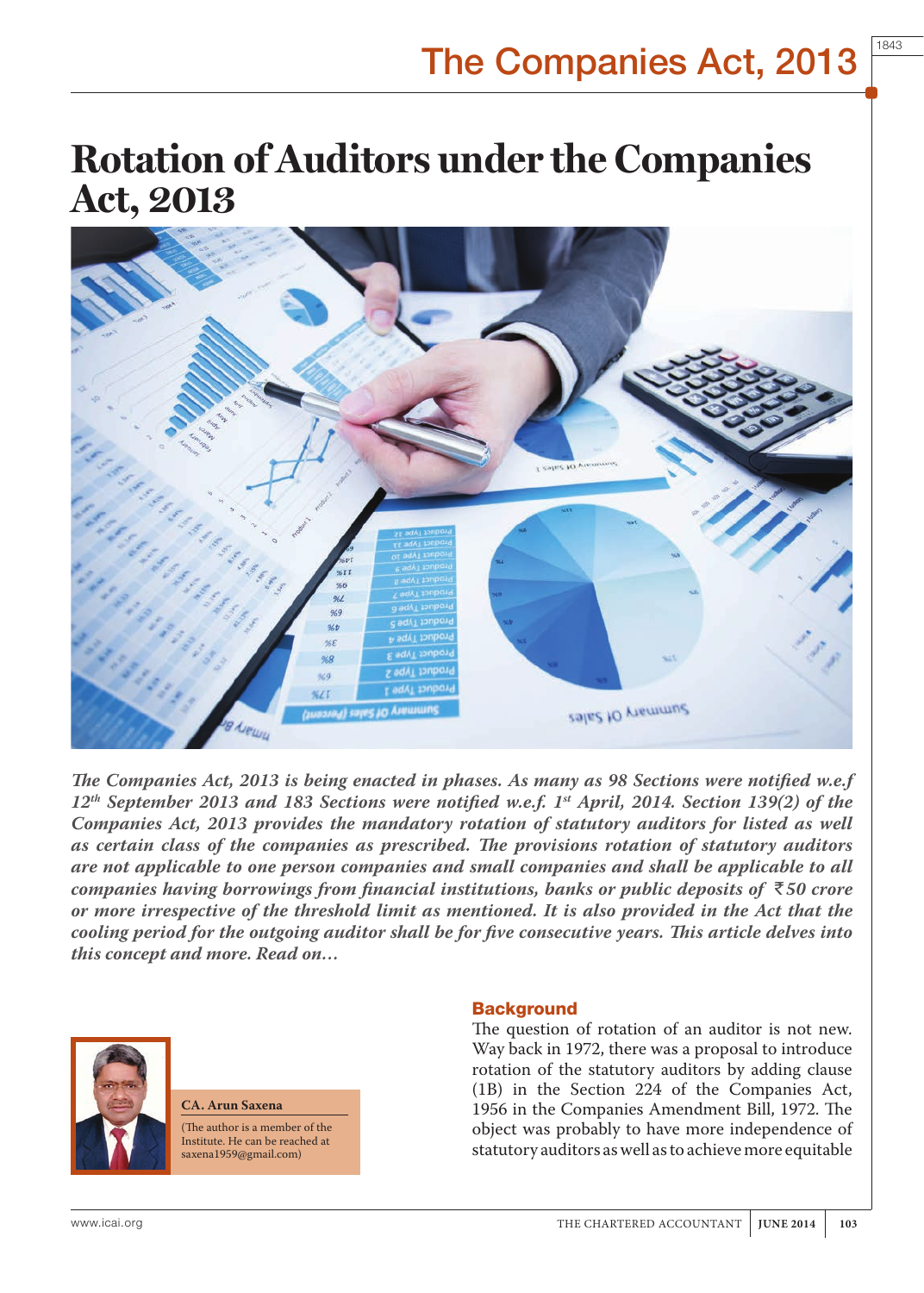# Rotation of Auditors under the Companies Act, 2013

*The Companies Act, 2013 is being enacted in phases. As many as 98 Sections were notified w.e.f 12th September 2013 and 183 Sections were notified w.e.f. 1st April, 2014. Section 139(2) of the Companies Act, 2013 provides the mandatory rotation of statutory auditors for listed as well as certain class of the companies as prescribed. The provisions rotation of statutory auditors are not applicable to one person companies and small companies and shall be applicable to all companies having borrowings from financial institutions, banks or public deposits of ₹50 crore or more irrespective of the threshold limit as mentioned. It is also provided in the Act that the cooling period for the outgoing auditor shall be for five consecutive years. This article delves into this concept and more. Read on…*

**CA. Arun Saxena**

(The author is a member of the Institute. He can be reached at saxena1959@gmail.com)

## Background

The question of rotation of an auditor is not new. Way back in 1972, there was a proposal to introduce rotation of the statutory auditors by adding clause (1B) in the Section 224 of the Companies Act, 1956 in the Companies Amendment Bill, 1972. The object was probably to have more independence of statutory auditors as well as to achieve more equitable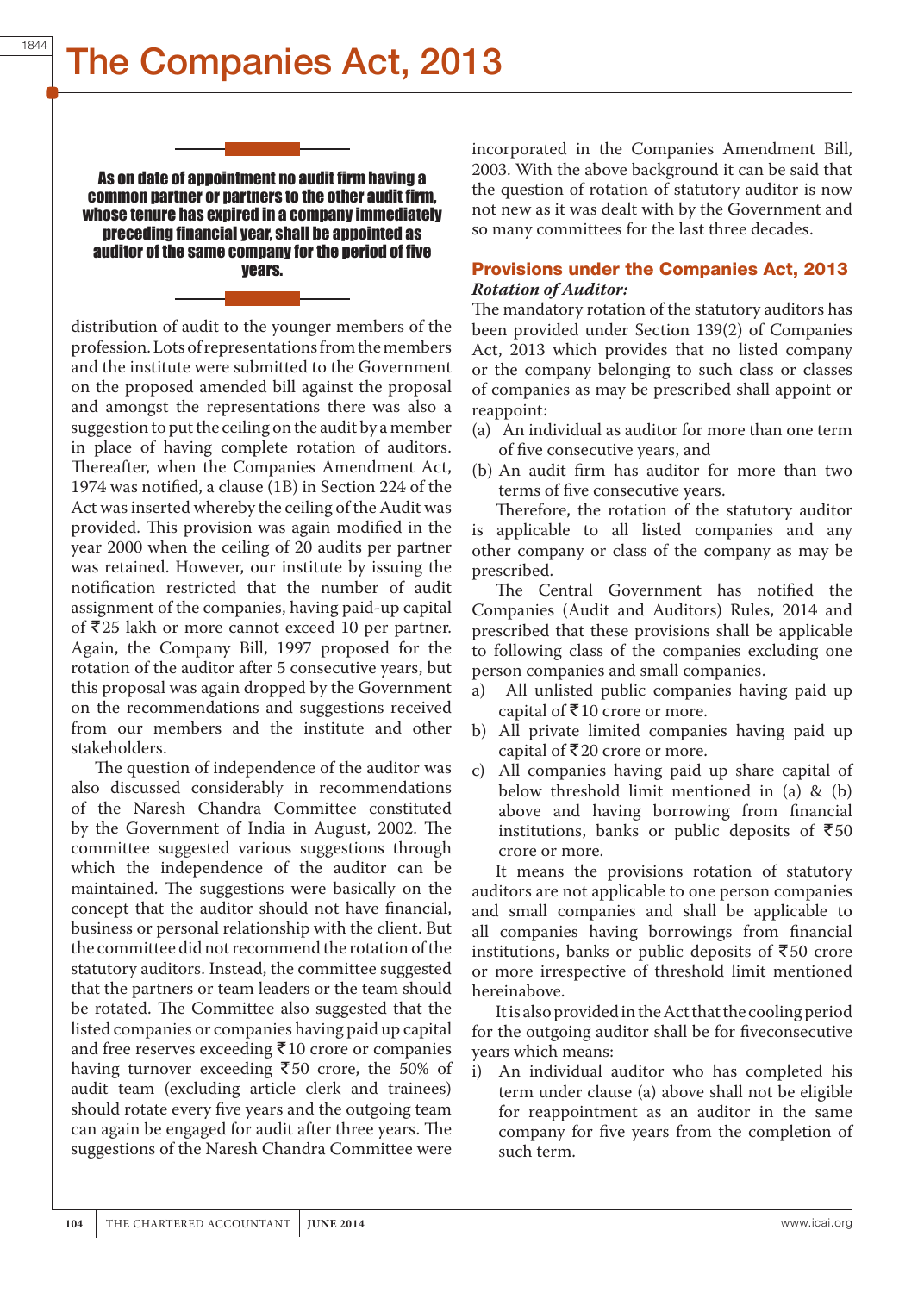**As on date of appointment no audit firm having a common partner or partners to the other audit firm, whose tenure has expired in a company immediately preceding financial year, shall be appointed as auditor of the same company for the period of five years.**

distribution of audit to the younger members of the profession. Lots of representations from the members and the institute were submitted to the Government on the proposed amended bill against the proposal and amongst the representations there was also a suggestion to put the ceiling on the audit by a member in place of having complete rotation of auditors. Thereafter, when the Companies Amendment Act, 1974 was notified, a clause (1B) in Section 224 of the Act was inserted whereby the ceiling of the Audit was provided. This provision was again modified in the year 2000 when the ceiling of 20 audits per partner was retained. However, our institute by issuing the notification restricted that the number of audit assignment of the companies, having paid-up capital of ₹25 lakh or more cannot exceed 10 per partner. Again, the Company Bill, 1997 proposed for the rotation of the auditor after 5 consecutive years, but this proposal was again dropped by the Government on the recommendations and suggestions received from our members and the institute and other stakeholders.

The question of independence of the auditor was also discussed considerably in recommendations of the Naresh Chandra Committee constituted by the Government of India in August, 2002. The committee suggested various suggestions through which the independence of the auditor can be maintained. The suggestions were basically on the concept that the auditor should not have financial, business or personal relationship with the client. But the committee did not recommend the rotation of the statutory auditors. Instead, the committee suggested that the partners or team leaders or the team should be rotated. The Committee also suggested that the listed companies or companies having paid up capital and free reserves exceeding ₹10 crore or companies having turnover exceeding ₹50 crore, the 50% of audit team (excluding article clerk and trainees) should rotate every five years and the outgoing team can again be engaged for audit after three years. The suggestions of the Naresh Chandra Committee were incorporated in the Companies Amendment Bill, 2003. With the above background it can be said that the question of rotation of statutory auditor is now not new as it was dealt with by the Government and so many committees for the last three decades.

## Provisions under the Companies Act, 2013

***Rotation of Auditor:***

The mandatory rotation of the statutory auditors has been provided under Section 139(2) of Companies Act, 2013 which provides that no listed company or the company belonging to such class or classes of companies as may be prescribed shall appoint or reappoint:

(a) An individual as auditor for more than one term of five consecutive years, and

(b) An audit firm has auditor for more than two terms of five consecutive years.

Therefore, the rotation of the statutory auditor is applicable to all listed companies and any other company or class of the company as may be prescribed.

The Central Government has notified the Companies (Audit and Auditors) Rules, 2014 and prescribed that these provisions shall be applicable to following class of the companies excluding one person companies and small companies.

a) All unlisted public companies having paid up capital of ₹10 crore or more.

b) All private limited companies having paid up capital of ₹20 crore or more.

c) All companies having paid up share capital of below threshold limit mentioned in (a) & (b) above and having borrowing from financial institutions, banks or public deposits of ₹50 crore or more.

It means the provisions rotation of statutory auditors are not applicable to one person companies and small companies and shall be applicable to all companies having borrowings from financial institutions, banks or public deposits of ₹50 crore or more irrespective of threshold limit mentioned hereinabove.

It is also provided in the Act that the cooling period for the outgoing auditor shall be for fiveconsecutive years which means:

i) An individual auditor who has completed his term under clause (a) above shall not be eligible for reappointment as an auditor in the same company for five years from the completion of such term.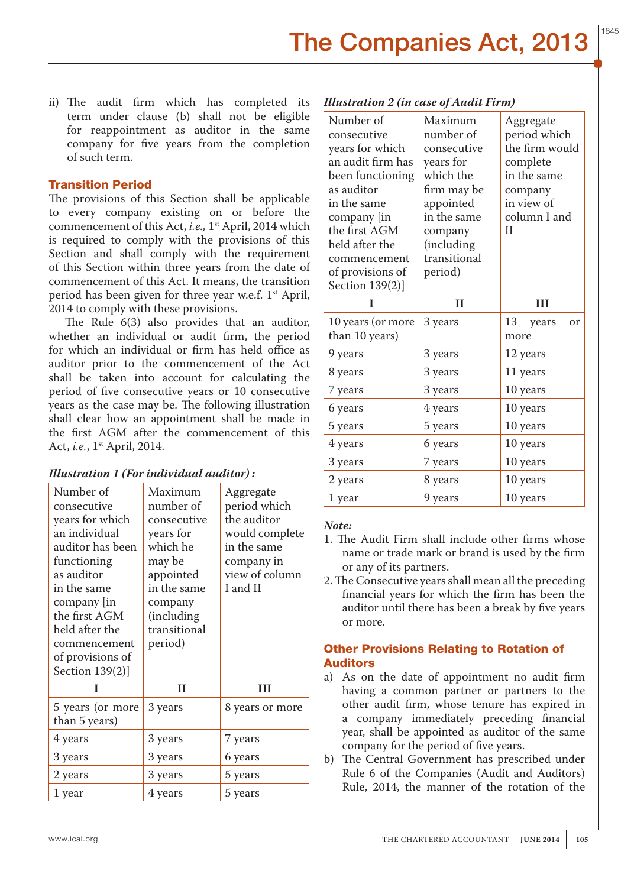ii) The audit firm which has completed its term under clause (b) shall not be eligible for reappointment as auditor in the same company for five years from the completion of such term.

### Transition Period

The provisions of this Section shall be applicable to every company existing on or before the commencement of this Act, *i.e.,* 1st April, 2014 which is required to comply with the provisions of this Section and shall comply with the requirement of this Section within three years from the date of commencement of this Act. It means, the transition period has been given for three year w.e.f. 1st April, 2014 to comply with these provisions.

The Rule 6(3) also provides that an auditor, whether an individual or audit firm, the period for which an individual or firm has held office as auditor prior to the commencement of the Act shall be taken into account for calculating the period of five consecutive years or 10 consecutive years as the case may be. The following illustration shall clear how an appointment shall be made in the first AGM after the commencement of this Act, *i.e.*, 1st April, 2014.

***Illustration 1 (For individual auditor) :***

| Number of consecutive years for which an individual auditor has been functioning as auditor in the same company [in the first AGM held after the commencement of provisions of Section 139(2)] | Maximum number of consecutive years for which he may be appointed in the same company (including transitional period) | Aggregate period which the auditor would complete in the same company in view of column I and II |
|---|---|---|
| **I** | **II** | **III** |
| 5 years (or more than 5 years) | 3 years | 8 years or more |
| 4 years | 3 years | 7 years |
| 3 years | 3 years | 6 years |
| 2 years | 3 years | 5 years |
| 1 year | 4 years | 5 years |

***Illustration 2 (in case of Audit Firm)***

| Number of consecutive years for which an audit firm has been functioning as auditor in the same company [in the first AGM held after the commencement of provisions of Section 139(2)] | Maximum number of consecutive years for which the firm may be appointed in the same company (including transitional period) | Aggregate period which the firm would complete in the same company in view of column I and II |
|---|---|---|
| **I** | **II** | **III** |
| 10 years (or more than 10 years) | 3 years | 13 years or more |
| 9 years | 3 years | 12 years |
| 8 years | 3 years | 11 years |
| 7 years | 3 years | 10 years |
| 6 years | 4 years | 10 years |
| 5 years | 5 years | 10 years |
| 4 years | 6 years | 10 years |
| 3 years | 7 years | 10 years |
| 2 years | 8 years | 10 years |
| 1 year | 9 years | 10 years |

***Note:***

1. The Audit Firm shall include other firms whose name or trade mark or brand is used by the firm or any of its partners.
2. The Consecutive years shall mean all the preceding financial years for which the firm has been the auditor until there has been a break by five years or more.

### Other Provisions Relating to Rotation of Auditors

a) As on the date of appointment no audit firm having a common partner or partners to the other audit firm, whose tenure has expired in a company immediately preceding financial year, shall be appointed as auditor of the same company for the period of five years.

b) The Central Government has prescribed under Rule 6 of the Companies (Audit and Auditors) Rule, 2014, the manner of the rotation of the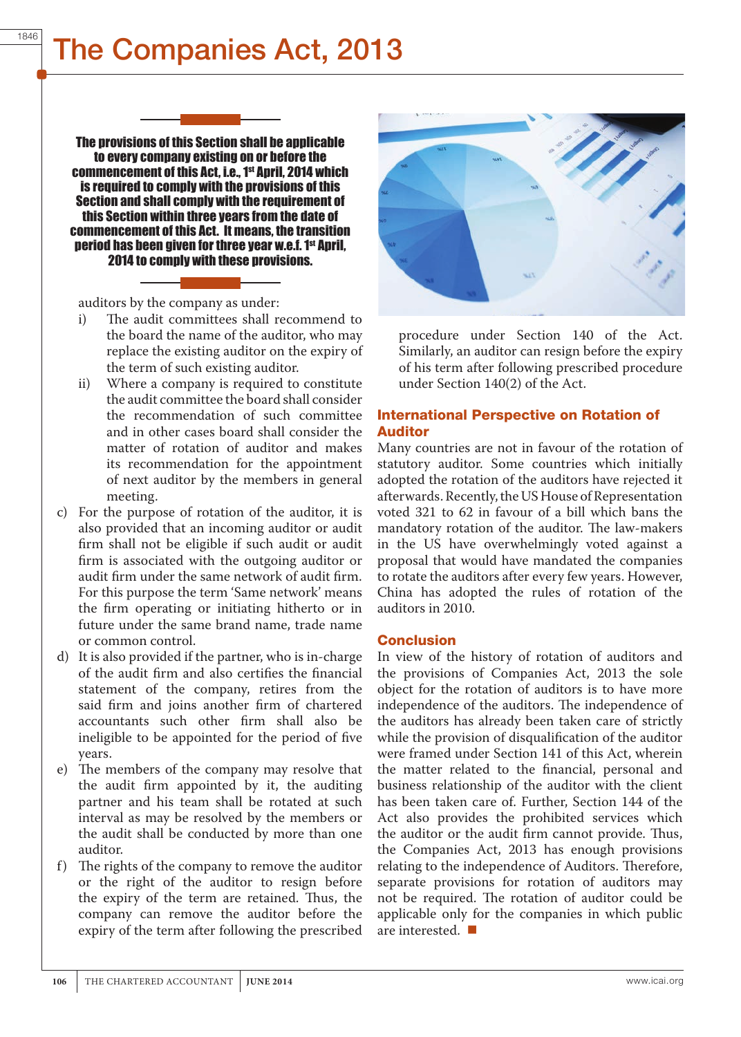**The provisions of this Section shall be applicable to every company existing on or before the commencement of this Act, i.e., 1st April, 2014 which is required to comply with the provisions of this Section and shall comply with the requirement of this Section within three years from the date of commencement of this Act. It means, the transition period has been given for three year w.e.f. 1st April, 2014 to comply with these provisions.**

auditors by the company as under:

i) The audit committees shall recommend to the board the name of the auditor, who may replace the existing auditor on the expiry of the term of such existing auditor.

ii) Where a company is required to constitute the audit committee the board shall consider the recommendation of such committee and in other cases board shall consider the matter of rotation of auditor and makes its recommendation for the appointment of next auditor by the members in general meeting.

c) For the purpose of rotation of the auditor, it is also provided that an incoming auditor or audit firm shall not be eligible if such audit or audit firm is associated with the outgoing auditor or audit firm under the same network of audit firm. For this purpose the term 'Same network' means the firm operating or initiating hitherto or in future under the same brand name, trade name or common control.

d) It is also provided if the partner, who is in-charge of the audit firm and also certifies the financial statement of the company, retires from the said firm and joins another firm of chartered accountants such other firm shall also be ineligible to be appointed for the period of five years.

e) The members of the company may resolve that the audit firm appointed by it, the auditing partner and his team shall be rotated at such interval as may be resolved by the members or the audit shall be conducted by more than one auditor.

f) The rights of the company to remove the auditor or the right of the auditor to resign before the expiry of the term are retained. Thus, the company can remove the auditor before the expiry of the term after following the prescribed procedure under Section 140 of the Act. Similarly, an auditor can resign before the expiry of his term after following prescribed procedure under Section 140(2) of the Act.

## International Perspective on Rotation of Auditor

Many countries are not in favour of the rotation of statutory auditor. Some countries which initially adopted the rotation of the auditors have rejected it afterwards. Recently, the US House of Representation voted 321 to 62 in favour of a bill which bans the mandatory rotation of the auditor. The law-makers in the US have overwhelmingly voted against a proposal that would have mandated the companies to rotate the auditors after every few years. However, China has adopted the rules of rotation of the auditors in 2010.

## Conclusion

In view of the history of rotation of auditors and the provisions of Companies Act, 2013 the sole object for the rotation of auditors is to have more independence of the auditors. The independence of the auditors has already been taken care of strictly while the provision of disqualification of the auditor were framed under Section 141 of this Act, wherein the matter related to the financial, personal and business relationship of the auditor with the client has been taken care of. Further, Section 144 of the Act also provides the prohibited services which the auditor or the audit firm cannot provide. Thus, the Companies Act, 2013 has enough provisions relating to the independence of Auditors. Therefore, separate provisions for rotation of auditors may not be required. The rotation of auditor could be applicable only for the companies in which public are interested. ■